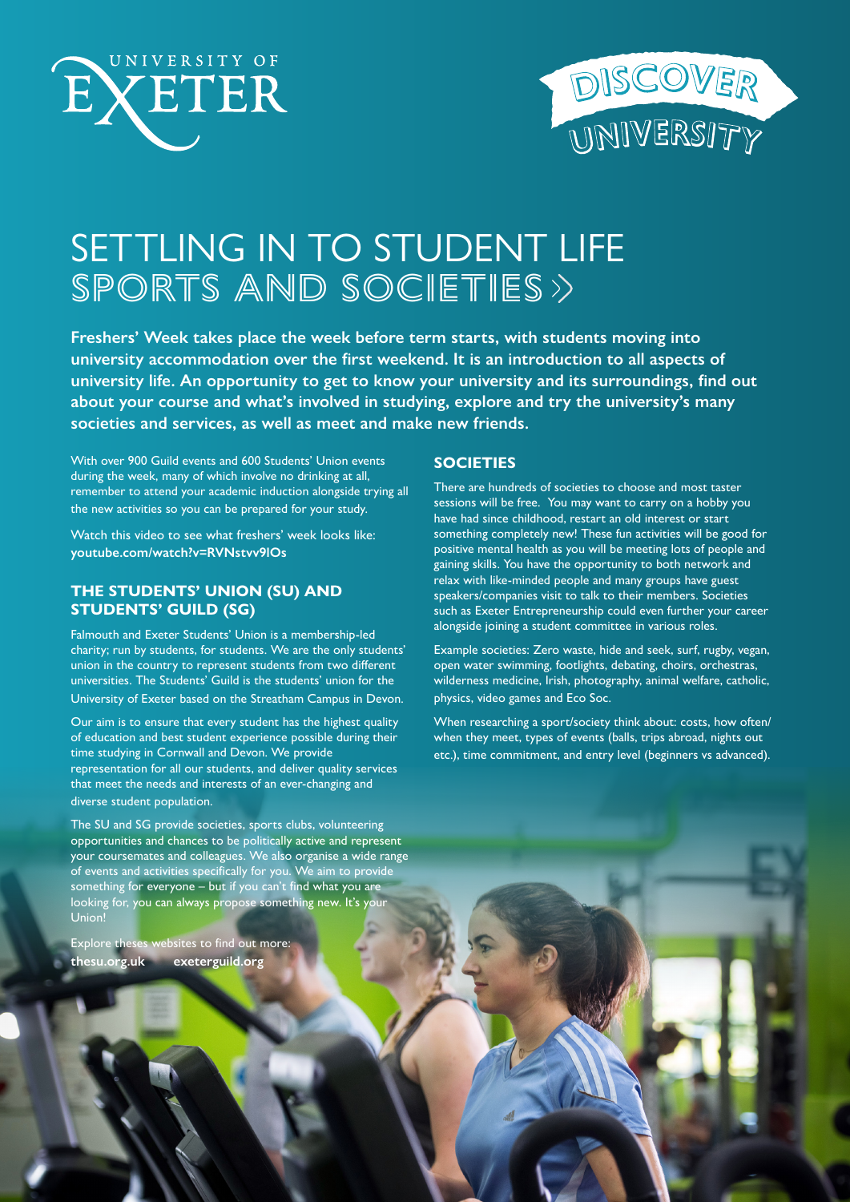UNIVERSITY OF EXETER

DISCOVER UNIVERSITY

# SETTLING IN TO STUDENT LIFE
# SPORTS AND SOCIETIES »

**Freshers' Week takes place the week before term starts, with students moving into university accommodation over the first weekend. It is an introduction to all aspects of university life. An opportunity to get to know your university and its surroundings, find out about your course and what's involved in studying, explore and try the university's many societies and services, as well as meet and make new friends.**

With over 900 Guild events and 600 Students' Union events during the week, many of which involve no drinking at all, remember to attend your academic induction alongside trying all the new activities so you can be prepared for your study.

Watch this video to see what freshers' week looks like:
**youtube.com/watch?v=RVNstvv9IOs**

## THE STUDENTS' UNION (SU) AND STUDENTS' GUILD (SG)

Falmouth and Exeter Students' Union is a membership-led charity; run by students, for students. We are the only students' union in the country to represent students from two different universities. The Students' Guild is the students' union for the University of Exeter based on the Streatham Campus in Devon.

Our aim is to ensure that every student has the highest quality of education and best student experience possible during their time studying in Cornwall and Devon. We provide representation for all our students, and deliver quality services that meet the needs and interests of an ever-changing and diverse student population.

The SU and SG provide societies, sports clubs, volunteering opportunities and chances to be politically active and represent your coursemates and colleagues. We also organise a wide range of events and activities specifically for you. We aim to provide something for everyone – but if you can't find what you are looking for, you can always propose something new. It's your Union!

Explore theses websites to find out more:
**thesu.org.uk** **exeterguild.org**

## SOCIETIES

There are hundreds of societies to choose and most taster sessions will be free. You may want to carry on a hobby you have had since childhood, restart an old interest or start something completely new! These fun activities will be good for positive mental health as you will be meeting lots of people and gaining skills. You have the opportunity to both network and relax with like-minded people and many groups have guest speakers/companies visit to talk to their members. Societies such as Exeter Entrepreneurship could even further your career alongside joining a student committee in various roles.

Example societies: Zero waste, hide and seek, surf, rugby, vegan, open water swimming, footlights, debating, choirs, orchestras, wilderness medicine, Irish, photography, animal welfare, catholic, physics, video games and Eco Soc.

When researching a sport/society think about: costs, how often/when they meet, types of events (balls, trips abroad, nights out etc.), time commitment, and entry level (beginners vs advanced).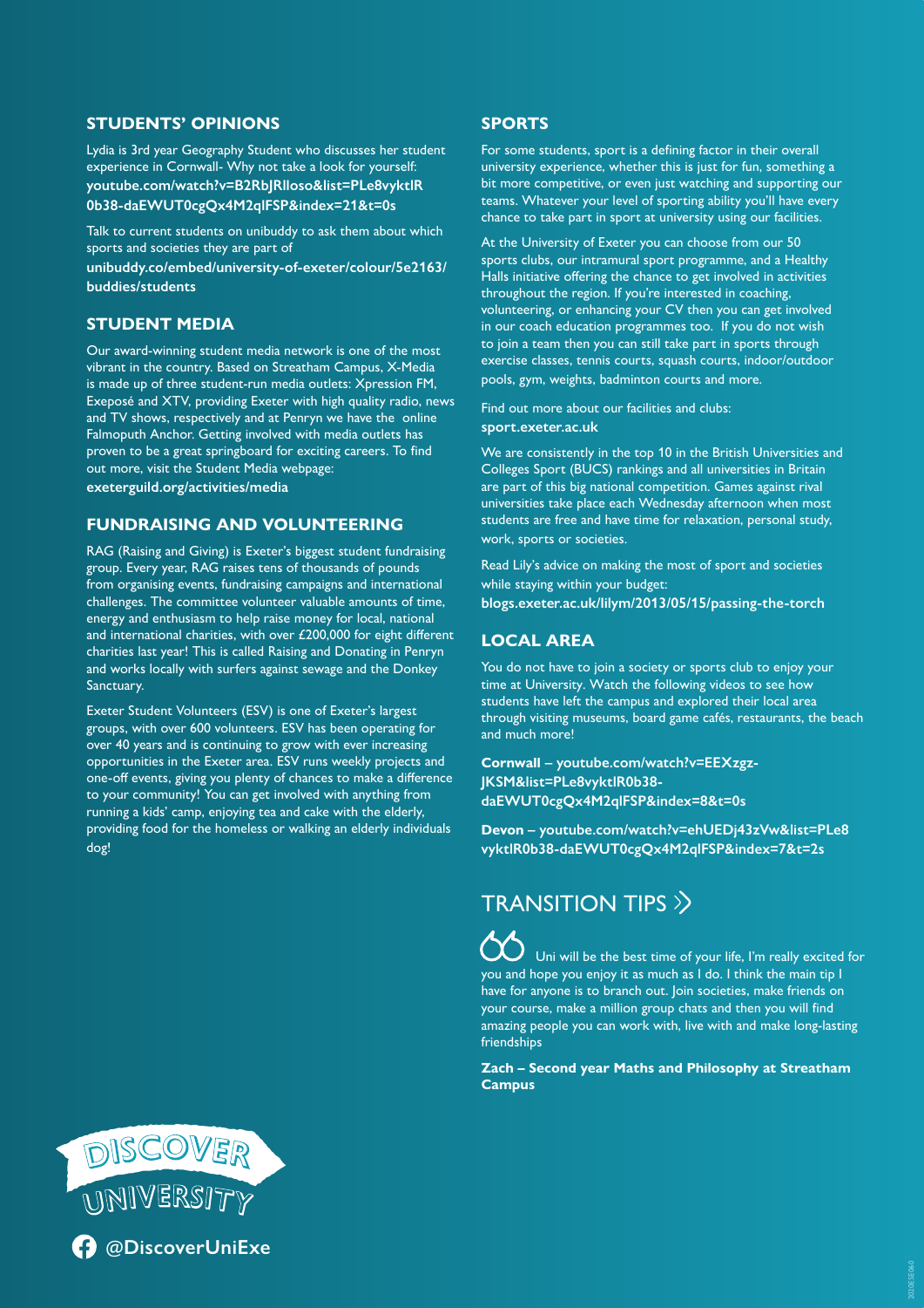## STUDENTS' OPINIONS

Lydia is 3rd year Geography Student who discusses her student experience in Cornwall- Why not take a look for yourself: **youtube.com/watch?v=B2RbJRlloso&list=PLe8vyktlR0b38-daEWUT0cgQx4M2qlFSP&index=21&t=0s**

Talk to current students on unibuddy to ask them about which sports and societies they are part of **unibuddy.co/embed/university-of-exeter/colour/5e2163/buddies/students**

## STUDENT MEDIA

Our award-winning student media network is one of the most vibrant in the country. Based on Streatham Campus, X-Media is made up of three student-run media outlets: Xpression FM, Exeposé and XTV, providing Exeter with high quality radio, news and TV shows, respectively and at Penryn we have the online Falmoputh Anchor. Getting involved with media outlets has proven to be a great springboard for exciting careers. To find out more, visit the Student Media webpage: **exeterguild.org/activities/media**

## FUNDRAISING AND VOLUNTEERING

RAG (Raising and Giving) is Exeter's biggest student fundraising group. Every year, RAG raises tens of thousands of pounds from organising events, fundraising campaigns and international challenges. The committee volunteer valuable amounts of time, energy and enthusiasm to help raise money for local, national and international charities, with over £200,000 for eight different charities last year! This is called Raising and Donating in Penryn and works locally with surfers against sewage and the Donkey Sanctuary.

Exeter Student Volunteers (ESV) is one of Exeter's largest groups, with over 600 volunteers. ESV has been operating for over 40 years and is continuing to grow with ever increasing opportunities in the Exeter area. ESV runs weekly projects and one-off events, giving you plenty of chances to make a difference to your community! You can get involved with anything from running a kids' camp, enjoying tea and cake with the elderly, providing food for the homeless or walking an elderly individuals dog!

## SPORTS

For some students, sport is a defining factor in their overall university experience, whether this is just for fun, something a bit more competitive, or even just watching and supporting our teams. Whatever your level of sporting ability you'll have every chance to take part in sport at university using our facilities.

At the University of Exeter you can choose from our 50 sports clubs, our intramural sport programme, and a Healthy Halls initiative offering the chance to get involved in activities throughout the region. If you're interested in coaching, volunteering, or enhancing your CV then you can get involved in our coach education programmes too. If you do not wish to join a team then you can still take part in sports through exercise classes, tennis courts, squash courts, indoor/outdoor pools, gym, weights, badminton courts and more.

Find out more about our facilities and clubs: **sport.exeter.ac.uk**

We are consistently in the top 10 in the British Universities and Colleges Sport (BUCS) rankings and all universities in Britain are part of this big national competition. Games against rival universities take place each Wednesday afternoon when most students are free and have time for relaxation, personal study, work, sports or societies.

Read Lily's advice on making the most of sport and societies while staying within your budget: **blogs.exeter.ac.uk/lilym/2013/05/15/passing-the-torch**

## LOCAL AREA

You do not have to join a society or sports club to enjoy your time at University. Watch the following videos to see how students have left the campus and explored their local area through visiting museums, board game cafés, restaurants, the beach and much more!

**Cornwall – youtube.com/watch?v=EEXzgz-JKSM&list=PLe8vyktlR0b38-daEWUT0cgQx4M2qlFSP&index=8&t=0s**

**Devon – youtube.com/watch?v=ehUEDj43zVw&list=PLe8vyktlR0b38-daEWUT0cgQx4M2qlFSP&index=7&t=2s**

## TRANSITION TIPS

Uni will be the best time of your life, I'm really excited for you and hope you enjoy it as much as I do. I think the main tip I have for anyone is to branch out. Join societies, make friends on your course, make a million group chats and then you will find amazing people you can work with, live with and make long-lasting friendships

**Zach – Second year Maths and Philosophy at Streatham Campus**

DISCOVER UNIVERSITY

@DiscoverUniExe